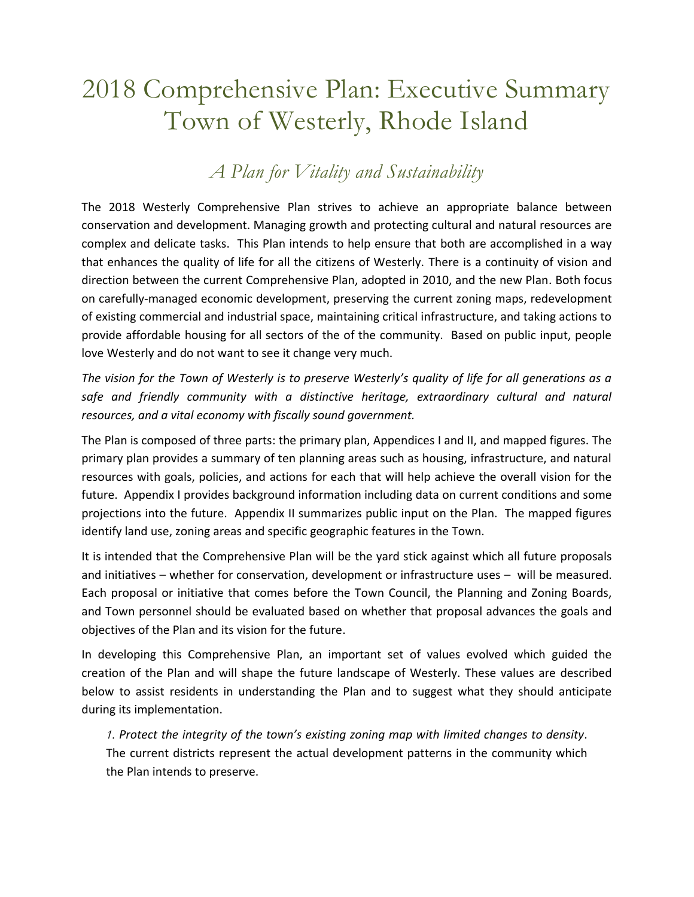# 2018 Comprehensive Plan: Executive Summary Town of Westerly, Rhode Island

## *A Plan for Vitality and Sustainability*

The 2018 Westerly Comprehensive Plan strives to achieve an appropriate balance between conservation and development. Managing growth and protecting cultural and natural resources are complex and delicate tasks. This Plan intends to help ensure that both are accomplished in a way that enhances the quality of life for all the citizens of Westerly. There is a continuity of vision and direction between the current Comprehensive Plan, adopted in 2010, and the new Plan. Both focus on carefully-managed economic development, preserving the current zoning maps, redevelopment of existing commercial and industrial space, maintaining critical infrastructure, and taking actions to provide affordable housing for all sectors of the of the community. Based on public input, people love Westerly and do not want to see it change very much.

*The vision for the Town of Westerly is to preserve Westerly's quality of life for all generations as a safe and friendly community with a distinctive heritage, extraordinary cultural and natural resources, and a vital economy with fiscally sound government.*

The Plan is composed of three parts: the primary plan, Appendices I and II, and mapped figures. The primary plan provides a summary of ten planning areas such as housing, infrastructure, and natural resources with goals, policies, and actions for each that will help achieve the overall vision for the future. Appendix I provides background information including data on current conditions and some projections into the future. Appendix II summarizes public input on the Plan. The mapped figures identify land use, zoning areas and specific geographic features in the Town.

It is intended that the Comprehensive Plan will be the yard stick against which all future proposals and initiatives – whether for conservation, development or infrastructure uses – will be measured. Each proposal or initiative that comes before the Town Council, the Planning and Zoning Boards, and Town personnel should be evaluated based on whether that proposal advances the goals and objectives of the Plan and its vision for the future.

In developing this Comprehensive Plan, an important set of values evolved which guided the creation of the Plan and will shape the future landscape of Westerly. These values are described below to assist residents in understanding the Plan and to suggest what they should anticipate during its implementation.

1. *Protect the integrity of the town's existing zoning map with limited changes to density*. The current districts represent the actual development patterns in the community which the Plan intends to preserve.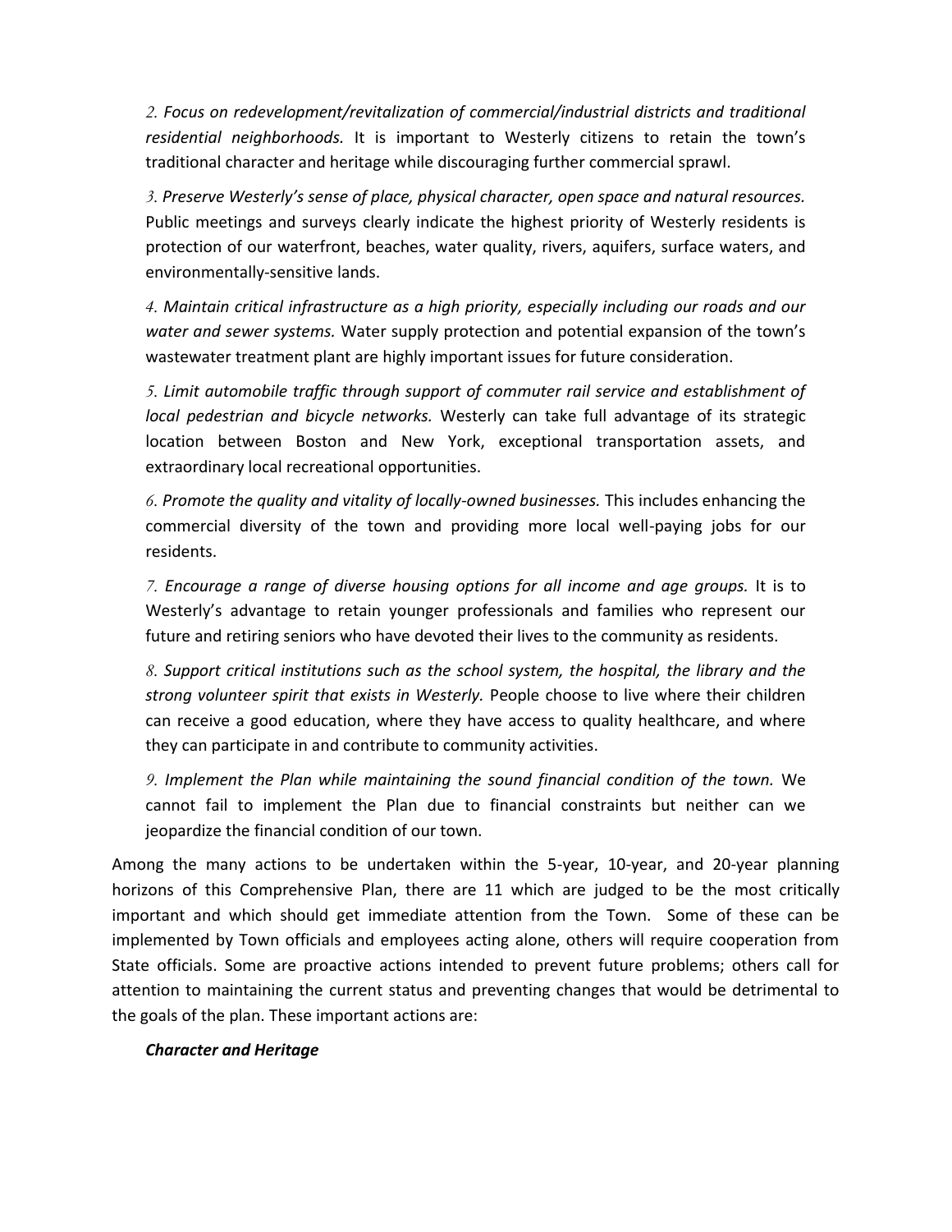2. *Focus on redevelopment/revitalization of commercial/industrial districts and traditional residential neighborhoods.* It is important to Westerly citizens to retain the town's traditional character and heritage while discouraging further commercial sprawl.

3. *Preserve Westerly's sense of place, physical character, open space and natural resources.* Public meetings and surveys clearly indicate the highest priority of Westerly residents is protection of our waterfront, beaches, water quality, rivers, aquifers, surface waters, and environmentally-sensitive lands.

4. *Maintain critical infrastructure as a high priority, especially including our roads and our water and sewer systems.* Water supply protection and potential expansion of the town's wastewater treatment plant are highly important issues for future consideration.

5. *Limit automobile traffic through support of commuter rail service and establishment of local pedestrian and bicycle networks.* Westerly can take full advantage of its strategic location between Boston and New York, exceptional transportation assets, and extraordinary local recreational opportunities.

6. *Promote the quality and vitality of locally-owned businesses.* This includes enhancing the commercial diversity of the town and providing more local well-paying jobs for our residents.

7. *Encourage a range of diverse housing options for all income and age groups.* It is to Westerly's advantage to retain younger professionals and families who represent our future and retiring seniors who have devoted their lives to the community as residents.

8. *Support critical institutions such as the school system, the hospital, the library and the strong volunteer spirit that exists in Westerly.* People choose to live where their children can receive a good education, where they have access to quality healthcare, and where they can participate in and contribute to community activities.

9. *Implement the Plan while maintaining the sound financial condition of the town.* We cannot fail to implement the Plan due to financial constraints but neither can we jeopardize the financial condition of our town.

Among the many actions to be undertaken within the 5-year, 10-year, and 20-year planning horizons of this Comprehensive Plan, there are 11 which are judged to be the most critically important and which should get immediate attention from the Town. Some of these can be implemented by Town officials and employees acting alone, others will require cooperation from State officials. Some are proactive actions intended to prevent future problems; others call for attention to maintaining the current status and preventing changes that would be detrimental to the goals of the plan. These important actions are:

***Character and Heritage***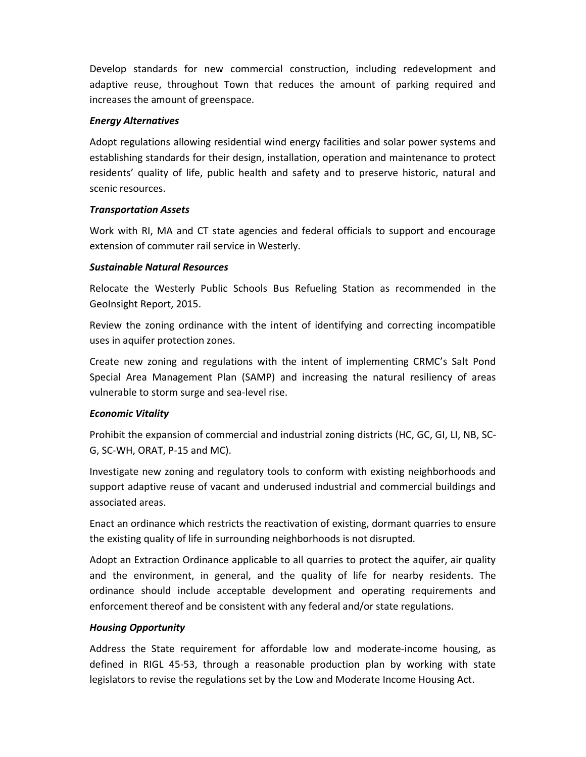Develop standards for new commercial construction, including redevelopment and adaptive reuse, throughout Town that reduces the amount of parking required and increases the amount of greenspace.

***Energy Alternatives***

Adopt regulations allowing residential wind energy facilities and solar power systems and establishing standards for their design, installation, operation and maintenance to protect residents' quality of life, public health and safety and to preserve historic, natural and scenic resources.

***Transportation Assets***

Work with RI, MA and CT state agencies and federal officials to support and encourage extension of commuter rail service in Westerly.

***Sustainable Natural Resources***

Relocate the Westerly Public Schools Bus Refueling Station as recommended in the GeoInsight Report, 2015.

Review the zoning ordinance with the intent of identifying and correcting incompatible uses in aquifer protection zones.

Create new zoning and regulations with the intent of implementing CRMC's Salt Pond Special Area Management Plan (SAMP) and increasing the natural resiliency of areas vulnerable to storm surge and sea-level rise.

***Economic Vitality***

Prohibit the expansion of commercial and industrial zoning districts (HC, GC, GI, LI, NB, SC-G, SC-WH, ORAT, P-15 and MC).

Investigate new zoning and regulatory tools to conform with existing neighborhoods and support adaptive reuse of vacant and underused industrial and commercial buildings and associated areas.

Enact an ordinance which restricts the reactivation of existing, dormant quarries to ensure the existing quality of life in surrounding neighborhoods is not disrupted.

Adopt an Extraction Ordinance applicable to all quarries to protect the aquifer, air quality and the environment, in general, and the quality of life for nearby residents. The ordinance should include acceptable development and operating requirements and enforcement thereof and be consistent with any federal and/or state regulations.

***Housing Opportunity***

Address the State requirement for affordable low and moderate-income housing, as defined in RIGL 45-53, through a reasonable production plan by working with state legislators to revise the regulations set by the Low and Moderate Income Housing Act.